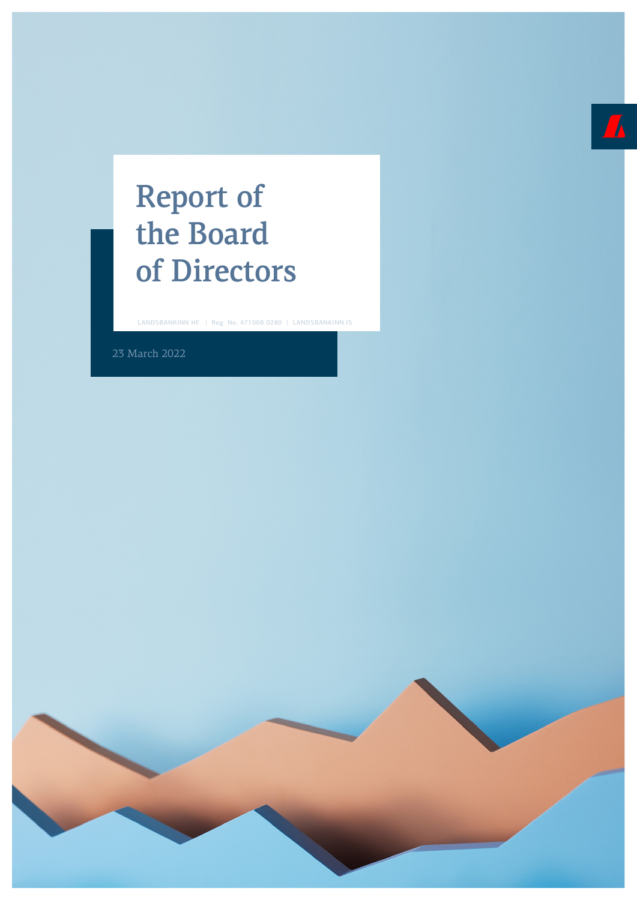# Report of the Board of Directors

LANDSBANKINN HF. | Reg. No. 471008 0280 | LANDSBANKINN.IS

23 March 2022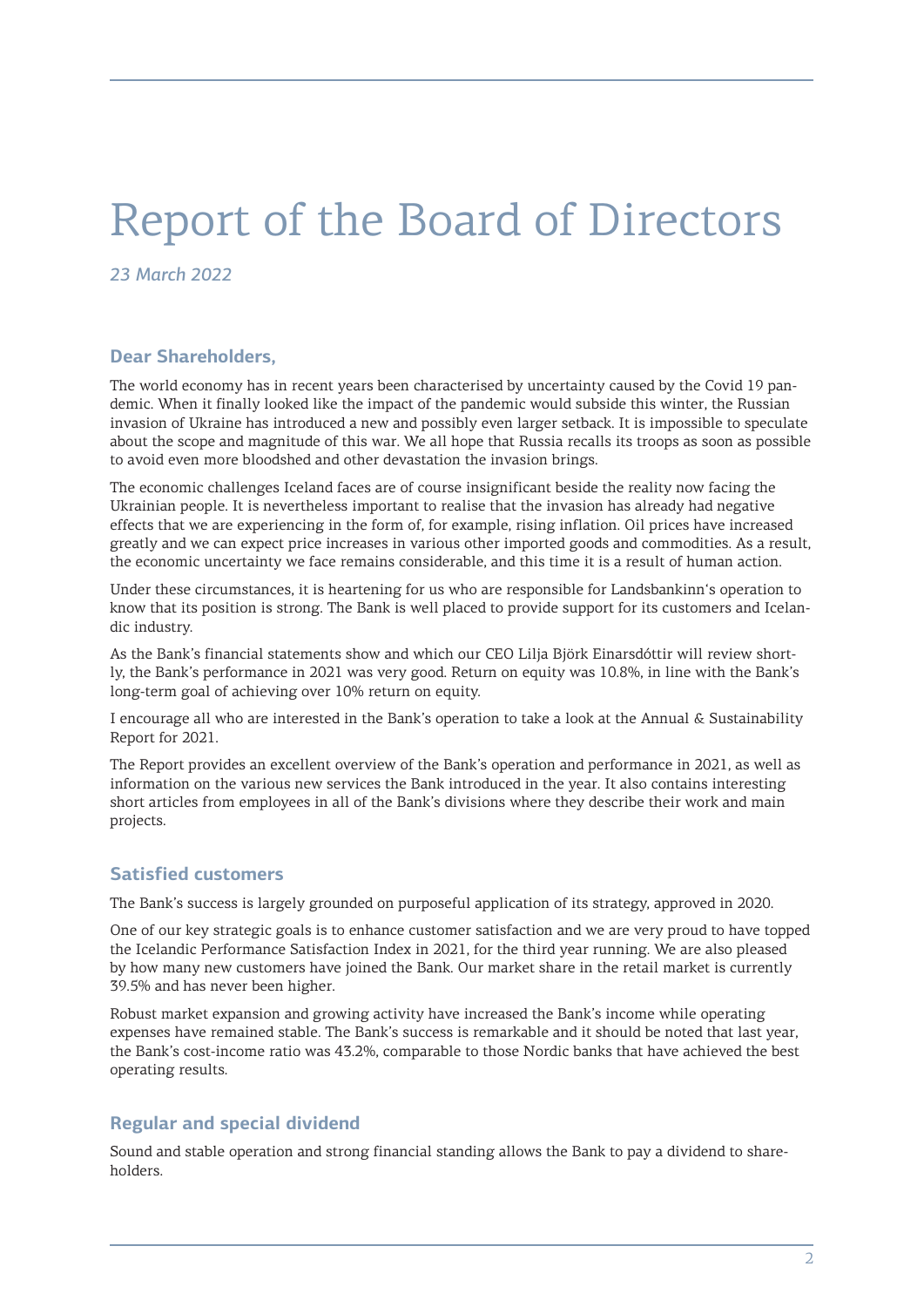# Report of the Board of Directors

*23 March 2022*

## Dear Shareholders,

The world economy has in recent years been characterised by uncertainty caused by the Covid 19 pandemic. When it finally looked like the impact of the pandemic would subside this winter, the Russian invasion of Ukraine has introduced a new and possibly even larger setback. It is impossible to speculate about the scope and magnitude of this war. We all hope that Russia recalls its troops as soon as possible to avoid even more bloodshed and other devastation the invasion brings.

The economic challenges Iceland faces are of course insignificant beside the reality now facing the Ukrainian people. It is nevertheless important to realise that the invasion has already had negative effects that we are experiencing in the form of, for example, rising inflation. Oil prices have increased greatly and we can expect price increases in various other imported goods and commodities. As a result, the economic uncertainty we face remains considerable, and this time it is a result of human action.

Under these circumstances, it is heartening for us who are responsible for Landsbankinn's operation to know that its position is strong. The Bank is well placed to provide support for its customers and Icelandic industry.

As the Bank's financial statements show and which our CEO Lilja Björk Einarsdóttir will review shortly, the Bank's performance in 2021 was very good. Return on equity was 10.8%, in line with the Bank's long-term goal of achieving over 10% return on equity.

I encourage all who are interested in the Bank's operation to take a look at the Annual & Sustainability Report for 2021.

The Report provides an excellent overview of the Bank's operation and performance in 2021, as well as information on the various new services the Bank introduced in the year. It also contains interesting short articles from employees in all of the Bank's divisions where they describe their work and main projects.

## Satisfied customers

The Bank's success is largely grounded on purposeful application of its strategy, approved in 2020.

One of our key strategic goals is to enhance customer satisfaction and we are very proud to have topped the Icelandic Performance Satisfaction Index in 2021, for the third year running. We are also pleased by how many new customers have joined the Bank. Our market share in the retail market is currently 39.5% and has never been higher.

Robust market expansion and growing activity have increased the Bank's income while operating expenses have remained stable. The Bank's success is remarkable and it should be noted that last year, the Bank's cost-income ratio was 43.2%, comparable to those Nordic banks that have achieved the best operating results.

## Regular and special dividend

Sound and stable operation and strong financial standing allows the Bank to pay a dividend to shareholders.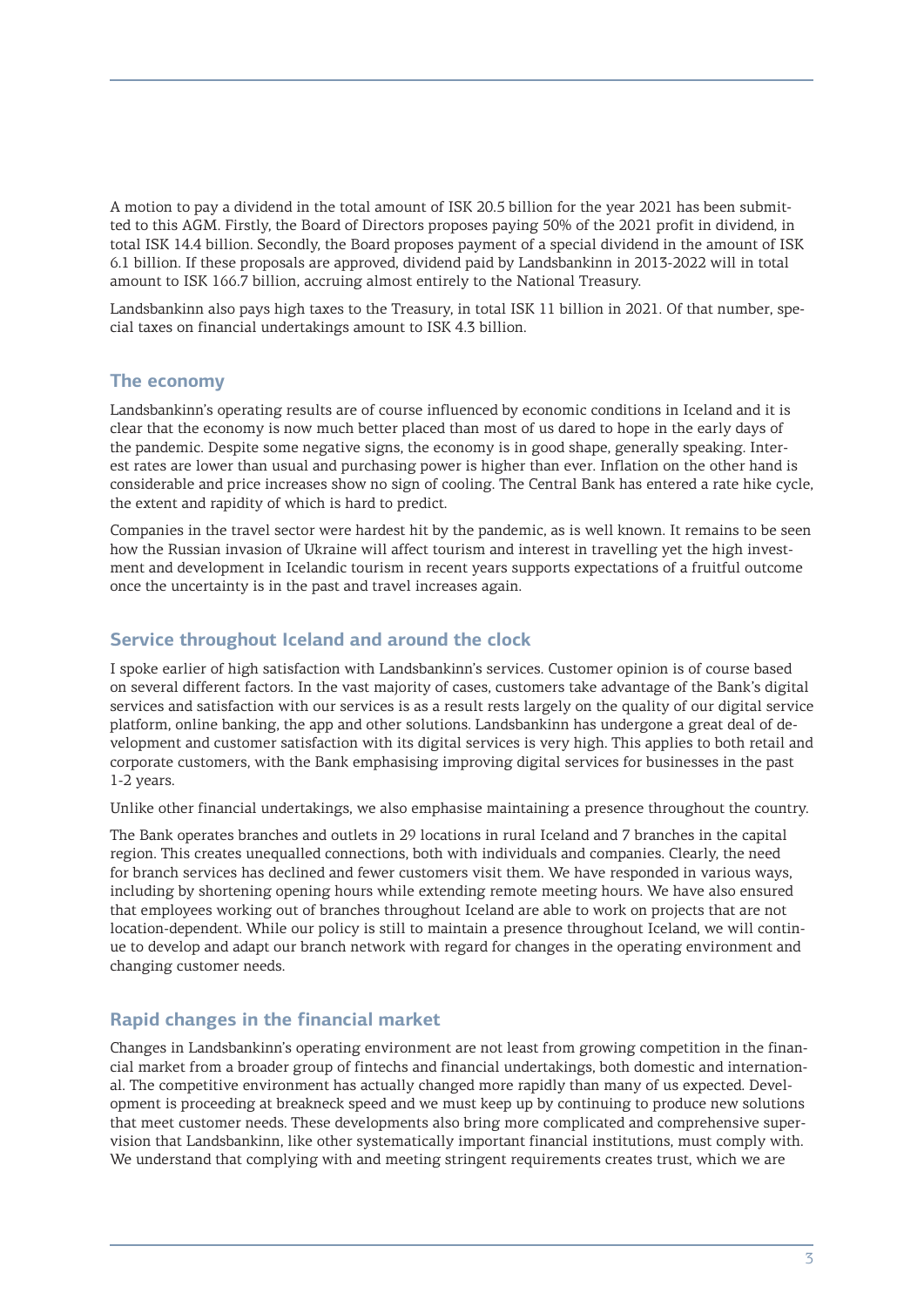A motion to pay a dividend in the total amount of ISK 20.5 billion for the year 2021 has been submitted to this AGM. Firstly, the Board of Directors proposes paying 50% of the 2021 profit in dividend, in total ISK 14.4 billion. Secondly, the Board proposes payment of a special dividend in the amount of ISK 6.1 billion. If these proposals are approved, dividend paid by Landsbankinn in 2013-2022 will in total amount to ISK 166.7 billion, accruing almost entirely to the National Treasury.

Landsbankinn also pays high taxes to the Treasury, in total ISK 11 billion in 2021. Of that number, special taxes on financial undertakings amount to ISK 4.3 billion.

## The economy

Landsbankinn's operating results are of course influenced by economic conditions in Iceland and it is clear that the economy is now much better placed than most of us dared to hope in the early days of the pandemic. Despite some negative signs, the economy is in good shape, generally speaking. Interest rates are lower than usual and purchasing power is higher than ever. Inflation on the other hand is considerable and price increases show no sign of cooling. The Central Bank has entered a rate hike cycle, the extent and rapidity of which is hard to predict.

Companies in the travel sector were hardest hit by the pandemic, as is well known. It remains to be seen how the Russian invasion of Ukraine will affect tourism and interest in travelling yet the high investment and development in Icelandic tourism in recent years supports expectations of a fruitful outcome once the uncertainty is in the past and travel increases again.

## Service throughout Iceland and around the clock

I spoke earlier of high satisfaction with Landsbankinn's services. Customer opinion is of course based on several different factors. In the vast majority of cases, customers take advantage of the Bank's digital services and satisfaction with our services is as a result rests largely on the quality of our digital service platform, online banking, the app and other solutions. Landsbankinn has undergone a great deal of development and customer satisfaction with its digital services is very high. This applies to both retail and corporate customers, with the Bank emphasising improving digital services for businesses in the past 1-2 years.

Unlike other financial undertakings, we also emphasise maintaining a presence throughout the country.

The Bank operates branches and outlets in 29 locations in rural Iceland and 7 branches in the capital region. This creates unequalled connections, both with individuals and companies. Clearly, the need for branch services has declined and fewer customers visit them. We have responded in various ways, including by shortening opening hours while extending remote meeting hours. We have also ensured that employees working out of branches throughout Iceland are able to work on projects that are not location-dependent. While our policy is still to maintain a presence throughout Iceland, we will continue to develop and adapt our branch network with regard for changes in the operating environment and changing customer needs.

## Rapid changes in the financial market

Changes in Landsbankinn's operating environment are not least from growing competition in the financial market from a broader group of fintechs and financial undertakings, both domestic and international. The competitive environment has actually changed more rapidly than many of us expected. Development is proceeding at breakneck speed and we must keep up by continuing to produce new solutions that meet customer needs. These developments also bring more complicated and comprehensive supervision that Landsbankinn, like other systematically important financial institutions, must comply with. We understand that complying with and meeting stringent requirements creates trust, which we are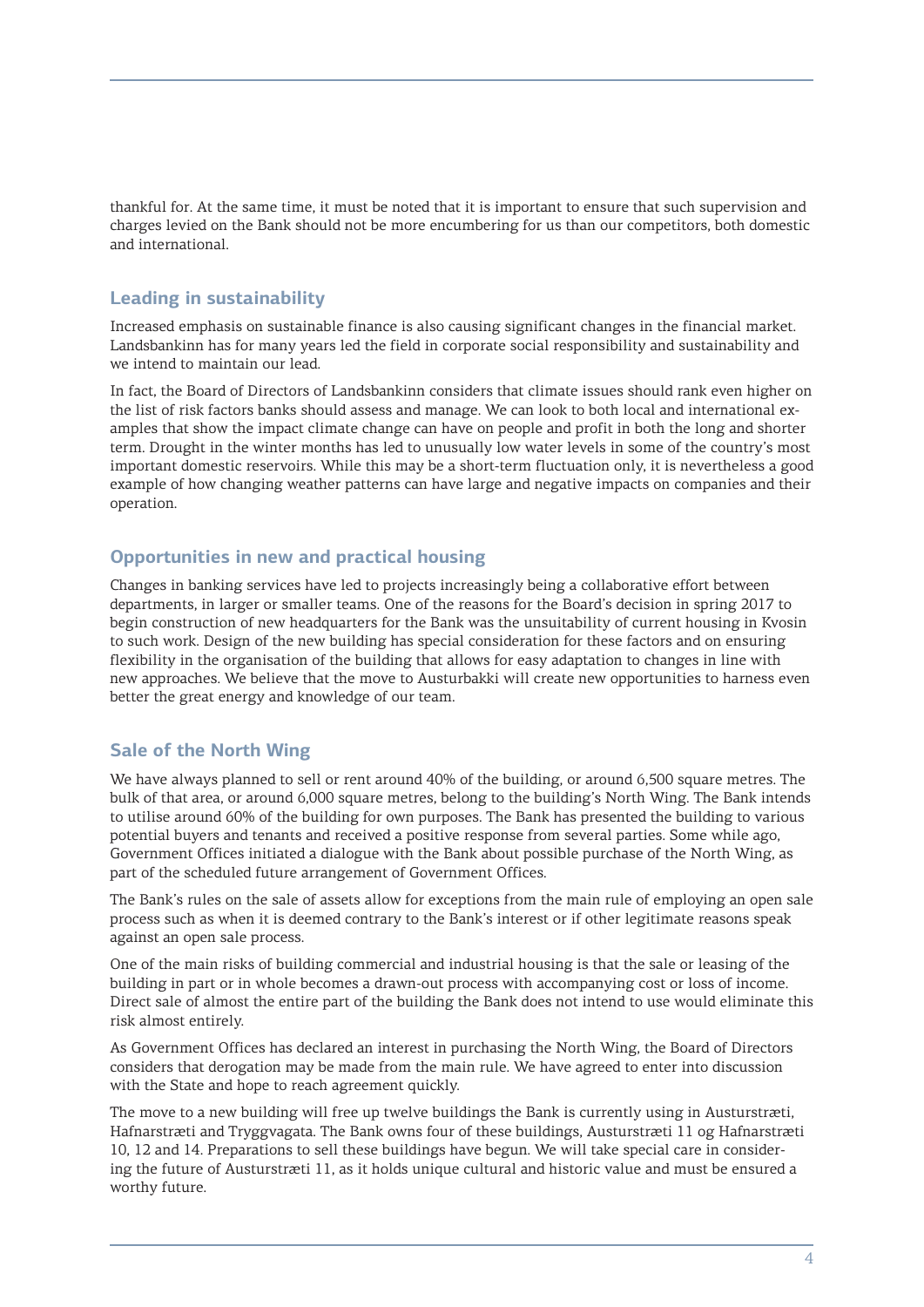thankful for. At the same time, it must be noted that it is important to ensure that such supervision and charges levied on the Bank should not be more encumbering for us than our competitors, both domestic and international.

## Leading in sustainability

Increased emphasis on sustainable finance is also causing significant changes in the financial market. Landsbankinn has for many years led the field in corporate social responsibility and sustainability and we intend to maintain our lead.

In fact, the Board of Directors of Landsbankinn considers that climate issues should rank even higher on the list of risk factors banks should assess and manage. We can look to both local and international examples that show the impact climate change can have on people and profit in both the long and shorter term. Drought in the winter months has led to unusually low water levels in some of the country's most important domestic reservoirs. While this may be a short-term fluctuation only, it is nevertheless a good example of how changing weather patterns can have large and negative impacts on companies and their operation.

## Opportunities in new and practical housing

Changes in banking services have led to projects increasingly being a collaborative effort between departments, in larger or smaller teams. One of the reasons for the Board's decision in spring 2017 to begin construction of new headquarters for the Bank was the unsuitability of current housing in Kvosin to such work. Design of the new building has special consideration for these factors and on ensuring flexibility in the organisation of the building that allows for easy adaptation to changes in line with new approaches. We believe that the move to Austurbakki will create new opportunities to harness even better the great energy and knowledge of our team.

## Sale of the North Wing

We have always planned to sell or rent around 40% of the building, or around 6,500 square metres. The bulk of that area, or around 6,000 square metres, belong to the building's North Wing. The Bank intends to utilise around 60% of the building for own purposes. The Bank has presented the building to various potential buyers and tenants and received a positive response from several parties. Some while ago, Government Offices initiated a dialogue with the Bank about possible purchase of the North Wing, as part of the scheduled future arrangement of Government Offices.

The Bank's rules on the sale of assets allow for exceptions from the main rule of employing an open sale process such as when it is deemed contrary to the Bank's interest or if other legitimate reasons speak against an open sale process.

One of the main risks of building commercial and industrial housing is that the sale or leasing of the building in part or in whole becomes a drawn-out process with accompanying cost or loss of income. Direct sale of almost the entire part of the building the Bank does not intend to use would eliminate this risk almost entirely.

As Government Offices has declared an interest in purchasing the North Wing, the Board of Directors considers that derogation may be made from the main rule. We have agreed to enter into discussion with the State and hope to reach agreement quickly.

The move to a new building will free up twelve buildings the Bank is currently using in Austurstræti, Hafnarstræti and Tryggvagata. The Bank owns four of these buildings, Austurstræti 11 og Hafnarstræti 10, 12 and 14. Preparations to sell these buildings have begun. We will take special care in considering the future of Austurstræti 11, as it holds unique cultural and historic value and must be ensured a worthy future.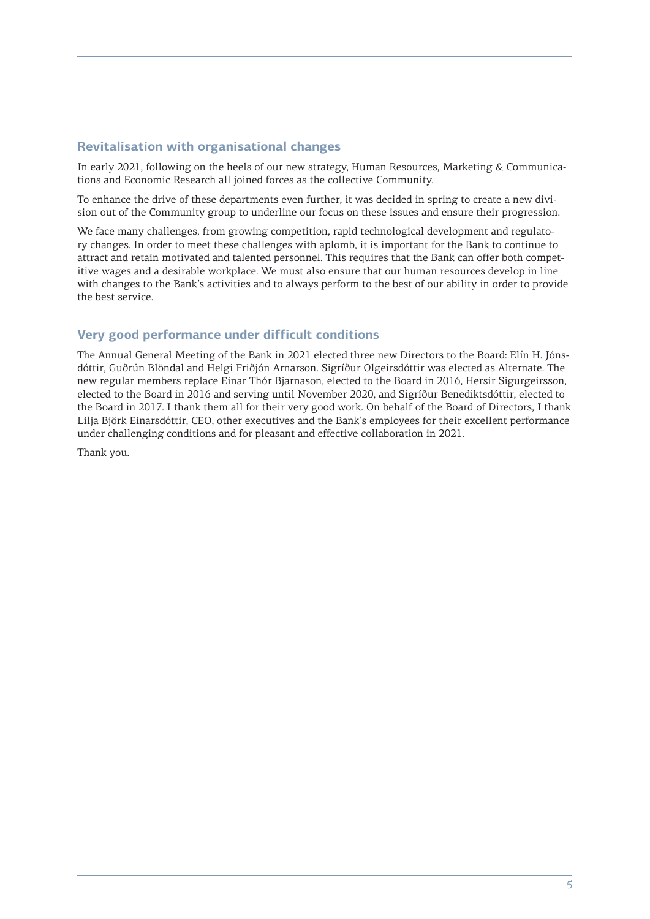## Revitalisation with organisational changes

In early 2021, following on the heels of our new strategy, Human Resources, Marketing & Communications and Economic Research all joined forces as the collective Community.

To enhance the drive of these departments even further, it was decided in spring to create a new division out of the Community group to underline our focus on these issues and ensure their progression.

We face many challenges, from growing competition, rapid technological development and regulatory changes. In order to meet these challenges with aplomb, it is important for the Bank to continue to attract and retain motivated and talented personnel. This requires that the Bank can offer both competitive wages and a desirable workplace. We must also ensure that our human resources develop in line with changes to the Bank's activities and to always perform to the best of our ability in order to provide the best service.

## Very good performance under difficult conditions

The Annual General Meeting of the Bank in 2021 elected three new Directors to the Board: Elín H. Jónsdóttir, Guðrún Blöndal and Helgi Friðjón Arnarson. Sigríður Olgeirsdóttir was elected as Alternate. The new regular members replace Einar Thór Bjarnason, elected to the Board in 2016, Hersir Sigurgeirsson, elected to the Board in 2016 and serving until November 2020, and Sigríður Benediktsdóttir, elected to the Board in 2017. I thank them all for their very good work. On behalf of the Board of Directors, I thank Lilja Björk Einarsdóttir, CEO, other executives and the Bank's employees for their excellent performance under challenging conditions and for pleasant and effective collaboration in 2021.

Thank you.